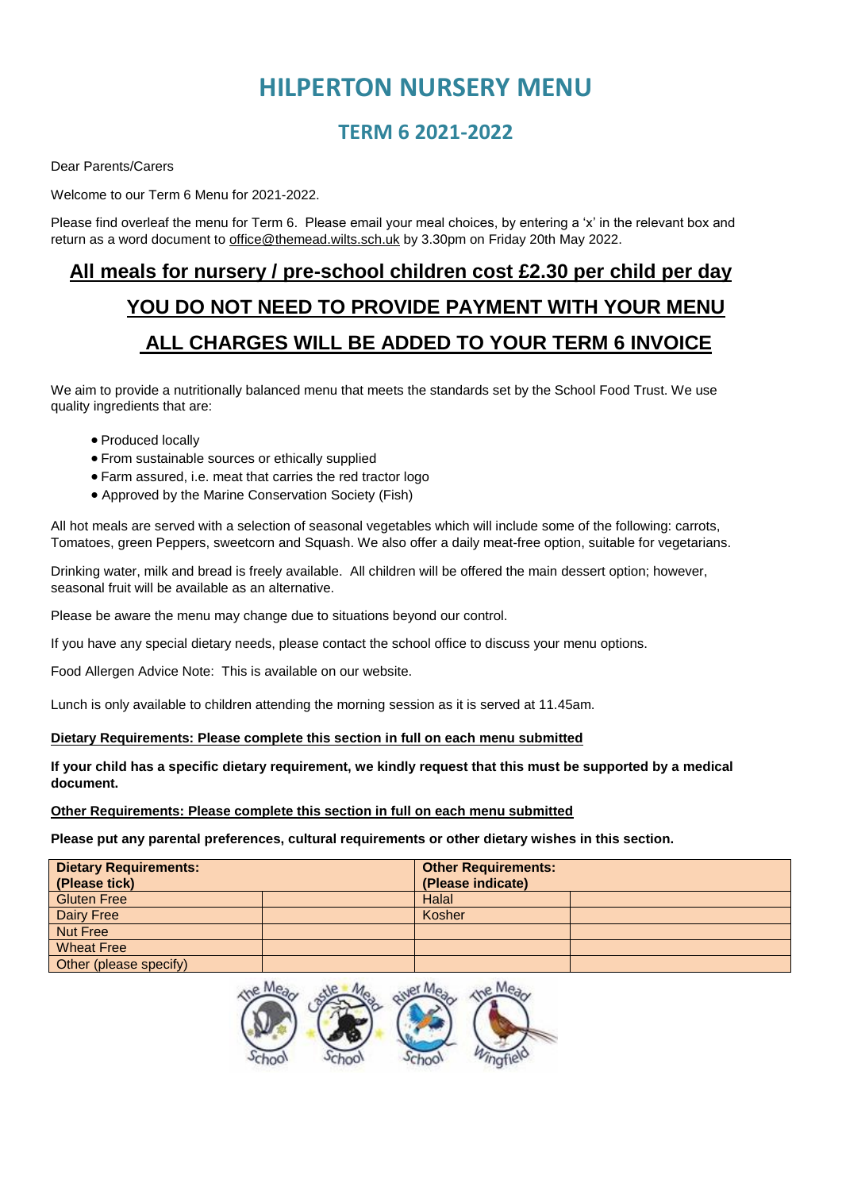# HILPERTON NURSERY MENU

## TERM 6 2021-2022

Dear Parents/Carers

Welcome to our Term 6 Menu for 2021-2022.

Please find overleaf the menu for Term 6. Please email your meal choices, by entering a 'x' in the relevant box and return as a word document to office@themead.wilts.sch.uk by 3.30pm on Friday 20th May 2022.

## All meals for nursery / pre-school children cost £2.30 per child per day

## YOU DO NOT NEED TO PROVIDE PAYMENT WITH YOUR MENU

## ALL CHARGES WILL BE ADDED TO YOUR TERM 6 INVOICE

We aim to provide a nutritionally balanced menu that meets the standards set by the School Food Trust. We use quality ingredients that are:

- Produced locally
- From sustainable sources or ethically supplied
- Farm assured, i.e. meat that carries the red tractor logo
- Approved by the Marine Conservation Society (Fish)

All hot meals are served with a selection of seasonal vegetables which will include some of the following: carrots, Tomatoes, green Peppers, sweetcorn and Squash. We also offer a daily meat-free option, suitable for vegetarians.

Drinking water, milk and bread is freely available. All children will be offered the main dessert option; however, seasonal fruit will be available as an alternative.

Please be aware the menu may change due to situations beyond our control.

If you have any special dietary needs, please contact the school office to discuss your menu options.

Food Allergen Advice Note: This is available on our website.

Lunch is only available to children attending the morning session as it is served at 11.45am.

**Dietary Requirements: Please complete this section in full on each menu submitted**

**If your child has a specific dietary requirement, we kindly request that this must be supported by a medical document.**

**Other Requirements: Please complete this section in full on each menu submitted**

**Please put any parental preferences, cultural requirements or other dietary wishes in this section.**

| **Dietary Requirements: (Please tick)** | | **Other Requirements: (Please indicate)** | |
|---|---|---|---|
| Gluten Free | | Halal | |
| Dairy Free | | Kosher | |
| Nut Free | | | |
| Wheat Free | | | |
| Other (please specify) | | | |

The Mead School · Castle Mead School · River Mead School · The Mead Wingfield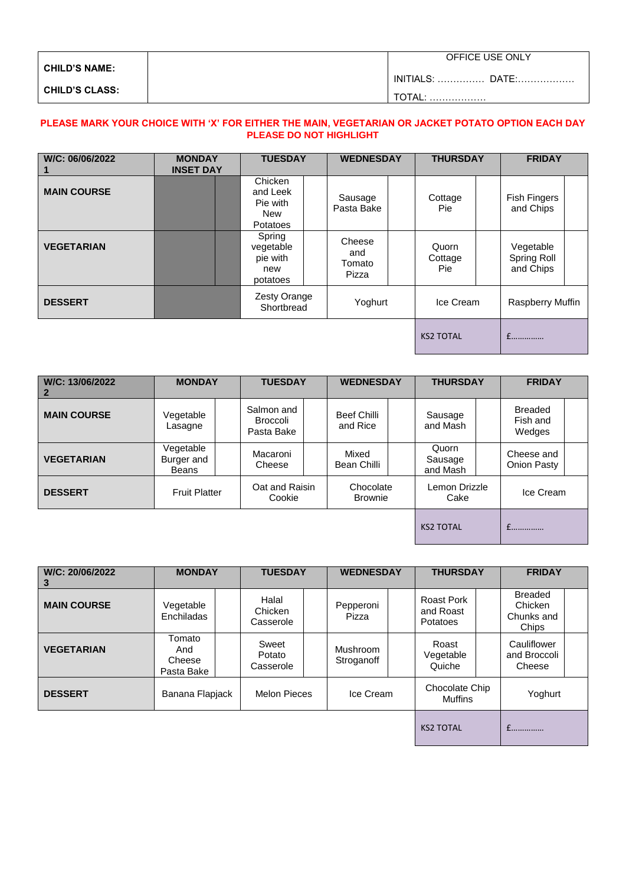| | | |
|---|---|---|
| **CHILD'S NAME:** | | OFFICE USE ONLY |
| | | INITIALS: …………… DATE:……………… |
| **CHILD'S CLASS:** | | TOTAL: ……………… |

**PLEASE MARK YOUR CHOICE WITH 'X' FOR EITHER THE MAIN, VEGETARIAN OR JACKET POTATO OPTION EACH DAY**
**PLEASE DO NOT HIGHLIGHT**

| W/C: 06/06/2022 1 | MONDAY INSET DAY | | TUESDAY | | WEDNESDAY | | THURSDAY | | FRIDAY | |
|---|---|---|---|---|---|---|---|---|---|---|
| **MAIN COURSE** | | | Chicken and Leek Pie with New Potatoes | | Sausage Pasta Bake | | Cottage Pie | | Fish Fingers and Chips | |
| **VEGETARIAN** | | | Spring vegetable pie with new potatoes | | Cheese and Tomato Pizza | | Quorn Cottage Pie | | Vegetable Spring Roll and Chips | |
| **DESSERT** | | | Zesty Orange Shortbread | | Yoghurt | | Ice Cream | | Raspberry Muffin | |
| | | | | | | | KS2 TOTAL | | £………….. | |

| W/C: 13/06/2022 2 | MONDAY | | TUESDAY | | WEDNESDAY | | THURSDAY | | FRIDAY | |
|---|---|---|---|---|---|---|---|---|---|---|
| **MAIN COURSE** | Vegetable Lasagne | | Salmon and Broccoli Pasta Bake | | Beef Chilli and Rice | | Sausage and Mash | | Breaded Fish and Wedges | |
| **VEGETARIAN** | Vegetable Burger and Beans | | Macaroni Cheese | | Mixed Bean Chilli | | Quorn Sausage and Mash | | Cheese and Onion Pasty | |
| **DESSERT** | Fruit Platter | | Oat and Raisin Cookie | | Chocolate Brownie | | Lemon Drizzle Cake | | Ice Cream | |
| | | | | | | | KS2 TOTAL | | £………….. | |

| W/C: 20/06/2022 3 | MONDAY | | TUESDAY | | WEDNESDAY | | THURSDAY | | FRIDAY | |
|---|---|---|---|---|---|---|---|---|---|---|
| **MAIN COURSE** | Vegetable Enchiladas | | Halal Chicken Casserole | | Pepperoni Pizza | | Roast Pork and Roast Potatoes | | Breaded Chicken Chunks and Chips | |
| **VEGETARIAN** | Tomato And Cheese Pasta Bake | | Sweet Potato Casserole | | Mushroom Stroganoff | | Roast Vegetable Quiche | | Cauliflower and Broccoli Cheese | |
| **DESSERT** | Banana Flapjack | | Melon Pieces | | Ice Cream | | Chocolate Chip Muffins | | Yoghurt | |
| | | | | | | | KS2 TOTAL | | £………….. | |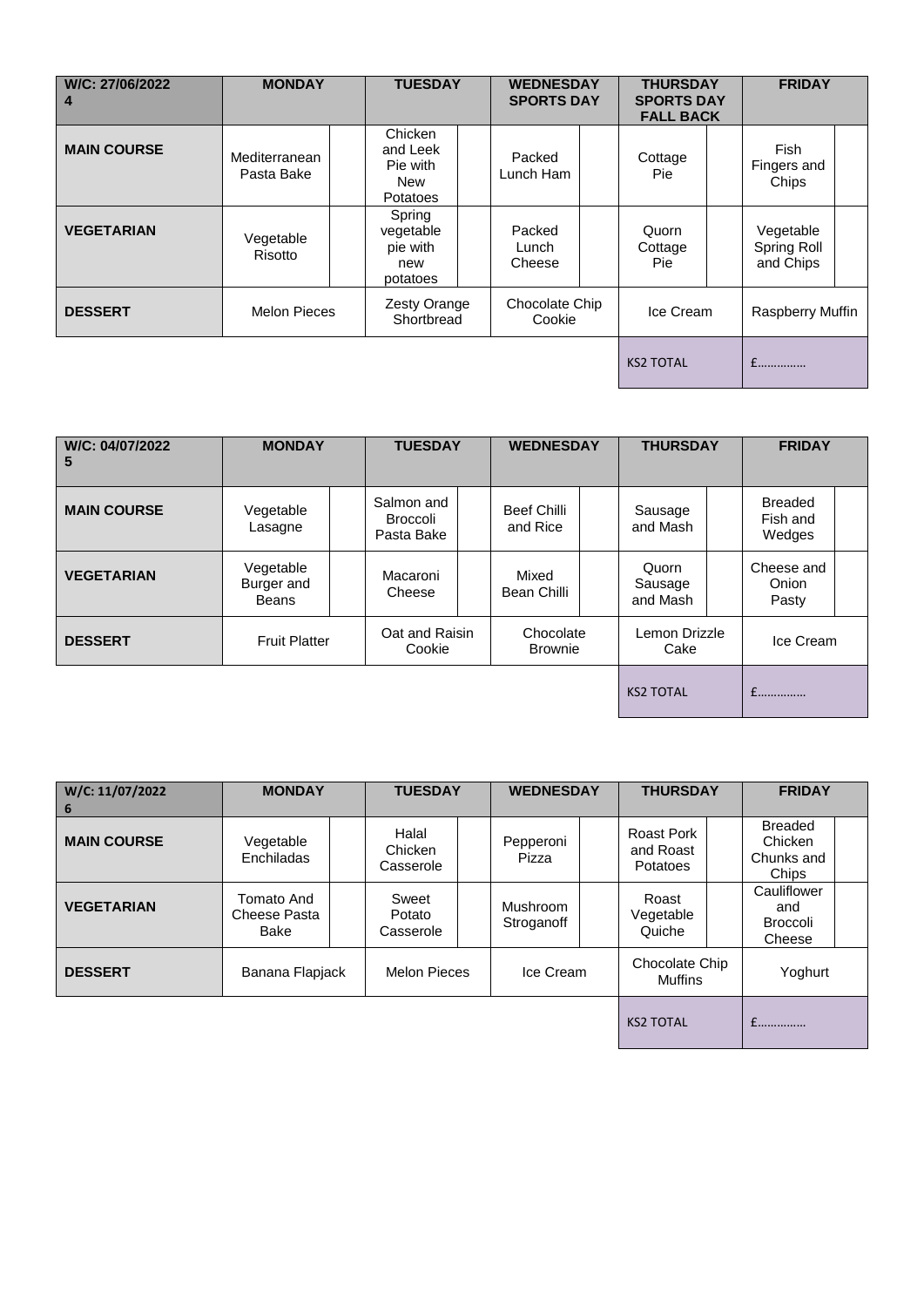| W/C: 27/06/2022 4 | MONDAY | TUESDAY | WEDNESDAY SPORTS DAY | THURSDAY SPORTS DAY FALL BACK | FRIDAY |
|---|---|---|---|---|---|
| MAIN COURSE | Mediterranean Pasta Bake | Chicken and Leek Pie with New Potatoes | Packed Lunch Ham | Cottage Pie | Fish Fingers and Chips |
| VEGETARIAN | Vegetable Risotto | Spring vegetable pie with new potatoes | Packed Lunch Cheese | Quorn Cottage Pie | Vegetable Spring Roll and Chips |
| DESSERT | Melon Pieces | Zesty Orange Shortbread | Chocolate Chip Cookie | Ice Cream | Raspberry Muffin |
| | | | | KS2 TOTAL | £…………… |

| W/C: 04/07/2022 5 | MONDAY | TUESDAY | WEDNESDAY | THURSDAY | FRIDAY |
|---|---|---|---|---|---|
| MAIN COURSE | Vegetable Lasagne | Salmon and Broccoli Pasta Bake | Beef Chilli and Rice | Sausage and Mash | Breaded Fish and Wedges |
| VEGETARIAN | Vegetable Burger and Beans | Macaroni Cheese | Mixed Bean Chilli | Quorn Sausage and Mash | Cheese and Onion Pasty |
| DESSERT | Fruit Platter | Oat and Raisin Cookie | Chocolate Brownie | Lemon Drizzle Cake | Ice Cream |
| | | | | KS2 TOTAL | £…………… |

| W/C: 11/07/2022 6 | MONDAY | TUESDAY | WEDNESDAY | THURSDAY | FRIDAY |
|---|---|---|---|---|---|
| MAIN COURSE | Vegetable Enchiladas | Halal Chicken Casserole | Pepperoni Pizza | Roast Pork and Roast Potatoes | Breaded Chicken Chunks and Chips |
| VEGETARIAN | Tomato And Cheese Pasta Bake | Sweet Potato Casserole | Mushroom Stroganoff | Roast Vegetable Quiche | Cauliflower and Broccoli Cheese |
| DESSERT | Banana Flapjack | Melon Pieces | Ice Cream | Chocolate Chip Muffins | Yoghurt |
| | | | | KS2 TOTAL | £…………… |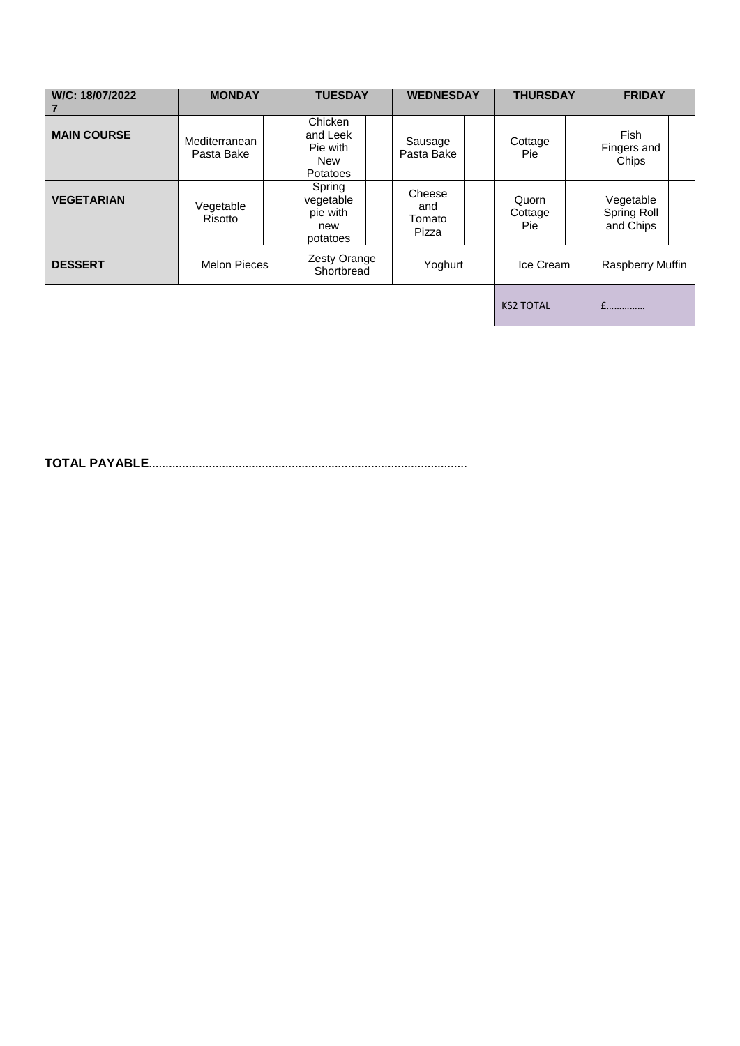| W/C: 18/07/2022 7 | MONDAY | | TUESDAY | | WEDNESDAY | | THURSDAY | | FRIDAY | |
|---|---|---|---|---|---|---|---|---|---|---|
| **MAIN COURSE** | Mediterranean Pasta Bake | | Chicken and Leek Pie with New Potatoes | | Sausage Pasta Bake | | Cottage Pie | | Fish Fingers and Chips | |
| **VEGETARIAN** | Vegetable Risotto | | Spring vegetable pie with new potatoes | | Cheese and Tomato Pizza | | Quorn Cottage Pie | | Vegetable Spring Roll and Chips | |
| **DESSERT** | Melon Pieces | | Zesty Orange Shortbread | | Yoghurt | | Ice Cream | | Raspberry Muffin | |
| | | | | | | | KS2 TOTAL | | £………….. | |

**TOTAL PAYABLE**…………………………………………………………………………………